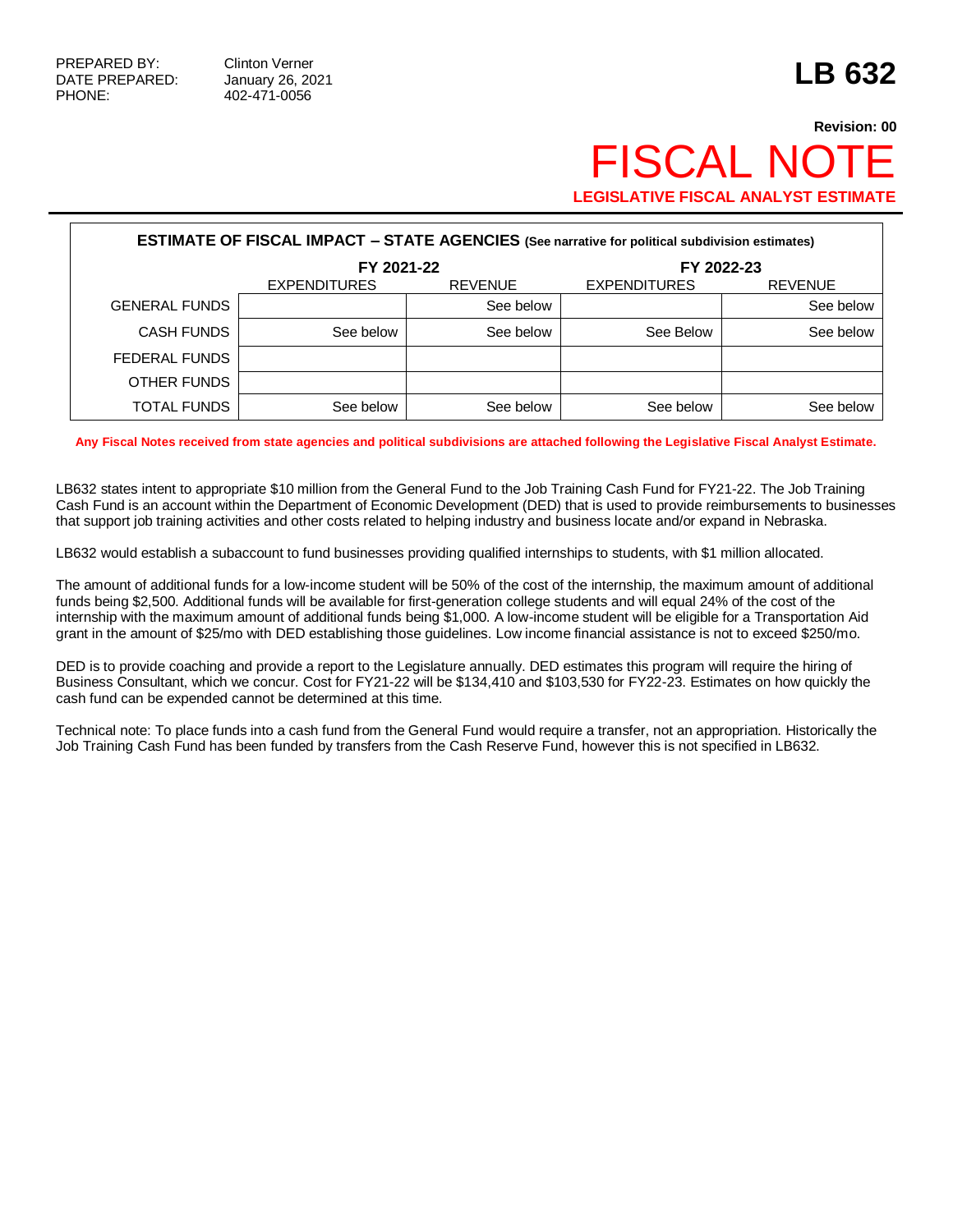PREPARED BY: Clinton Verner
DATE PREPARED: January 26, 2021
PHONE: 402-471-0056

# LB 632

**Revision: 00**

# FISCAL NOTE

**LEGISLATIVE FISCAL ANALYST ESTIMATE**

| ESTIMATE OF FISCAL IMPACT – STATE AGENCIES (See narrative for political subdivision estimates) | | | | |
|---|---|---|---|---|
| | FY 2021-22 | | FY 2022-23 | |
| | EXPENDITURES | REVENUE | EXPENDITURES | REVENUE |
| GENERAL FUNDS | | See below | | See below |
| CASH FUNDS | See below | See below | See Below | See below |
| FEDERAL FUNDS | | | | |
| OTHER FUNDS | | | | |
| TOTAL FUNDS | See below | See below | See below | See below |

**Any Fiscal Notes received from state agencies and political subdivisions are attached following the Legislative Fiscal Analyst Estimate.**

LB632 states intent to appropriate $10 million from the General Fund to the Job Training Cash Fund for FY21-22. The Job Training Cash Fund is an account within the Department of Economic Development (DED) that is used to provide reimbursements to businesses that support job training activities and other costs related to helping industry and business locate and/or expand in Nebraska.

LB632 would establish a subaccount to fund businesses providing qualified internships to students, with $1 million allocated.

The amount of additional funds for a low-income student will be 50% of the cost of the internship, the maximum amount of additional funds being $2,500. Additional funds will be available for first-generation college students and will equal 24% of the cost of the internship with the maximum amount of additional funds being $1,000. A low-income student will be eligible for a Transportation Aid grant in the amount of $25/mo with DED establishing those guidelines. Low income financial assistance is not to exceed $250/mo.

DED is to provide coaching and provide a report to the Legislature annually. DED estimates this program will require the hiring of Business Consultant, which we concur. Cost for FY21-22 will be $134,410 and $103,530 for FY22-23. Estimates on how quickly the cash fund can be expended cannot be determined at this time.

Technical note: To place funds into a cash fund from the General Fund would require a transfer, not an appropriation. Historically the Job Training Cash Fund has been funded by transfers from the Cash Reserve Fund, however this is not specified in LB632.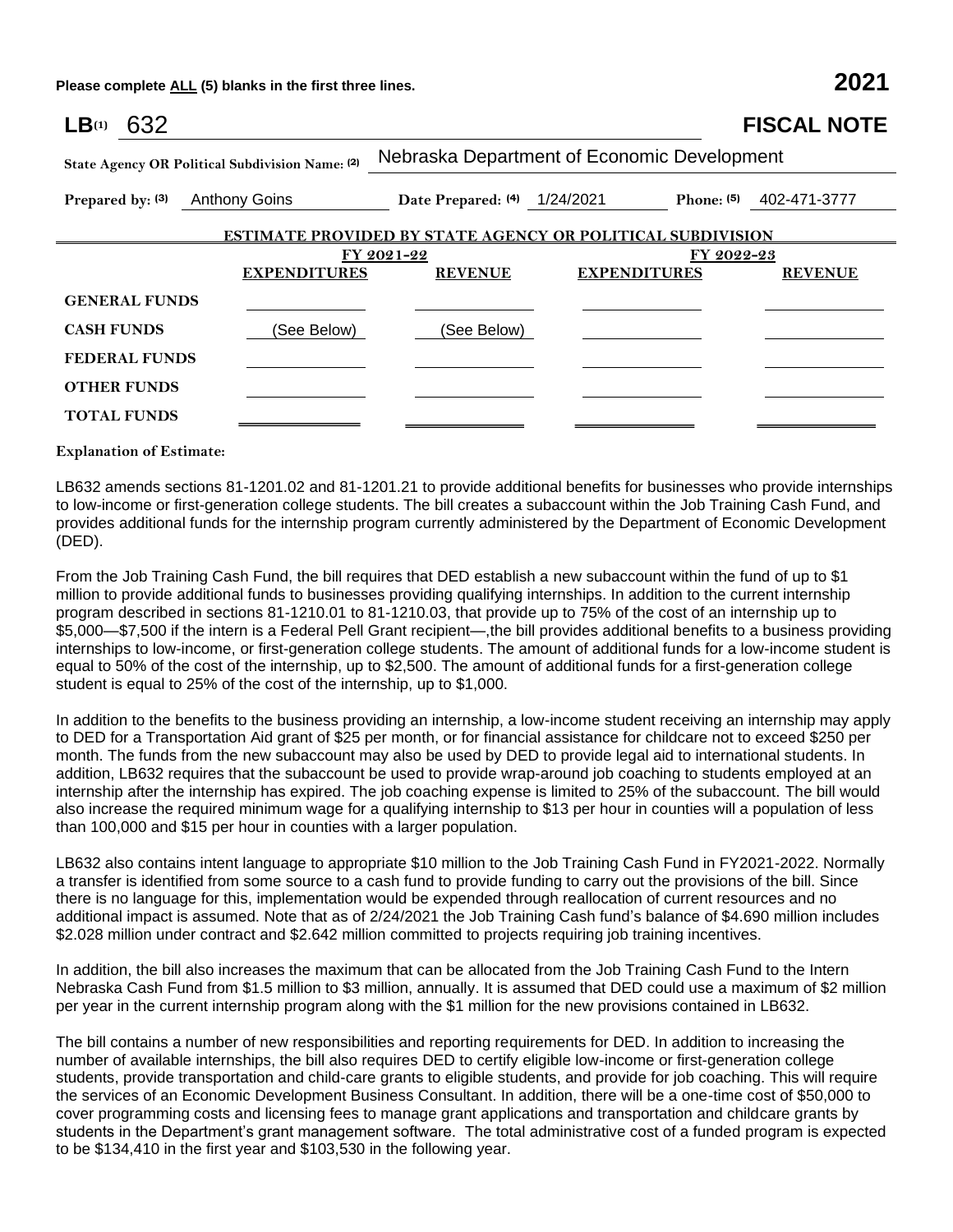Please complete ALL (5) blanks in the first three lines. **2021**

**LB**(1) 632 **FISCAL NOTE**

State Agency OR Political Subdivision Name: (2) Nebraska Department of Economic Development

Prepared by: (3) Anthony Goins Date Prepared: (4) 1/24/2021 Phone: (5) 402-471-3777

**ESTIMATE PROVIDED BY STATE AGENCY OR POLITICAL SUBDIVISION**

| | FY 2021-22 | | FY 2022-23 | |
|---|---|---|---|---|
| | **EXPENDITURES** | **REVENUE** | **EXPENDITURES** | **REVENUE** |
| **GENERAL FUNDS** | | | | |
| **CASH FUNDS** | (See Below) | (See Below) | | |
| **FEDERAL FUNDS** | | | | |
| **OTHER FUNDS** | | | | |
| **TOTAL FUNDS** | | | | |

**Explanation of Estimate:**

LB632 amends sections 81-1201.02 and 81-1201.21 to provide additional benefits for businesses who provide internships to low-income or first-generation college students. The bill creates a subaccount within the Job Training Cash Fund, and provides additional funds for the internship program currently administered by the Department of Economic Development (DED).

From the Job Training Cash Fund, the bill requires that DED establish a new subaccount within the fund of up to $1 million to provide additional funds to businesses providing qualifying internships. In addition to the current internship program described in sections 81-1210.01 to 81-1210.03, that provide up to 75% of the cost of an internship up to $5,000—$7,500 if the intern is a Federal Pell Grant recipient—,the bill provides additional benefits to a business providing internships to low-income, or first-generation college students. The amount of additional funds for a low-income student is equal to 50% of the cost of the internship, up to $2,500. The amount of additional funds for a first-generation college student is equal to 25% of the cost of the internship, up to $1,000.

In addition to the benefits to the business providing an internship, a low-income student receiving an internship may apply to DED for a Transportation Aid grant of $25 per month, or for financial assistance for childcare not to exceed $250 per month. The funds from the new subaccount may also be used by DED to provide legal aid to international students. In addition, LB632 requires that the subaccount be used to provide wrap-around job coaching to students employed at an internship after the internship has expired. The job coaching expense is limited to 25% of the subaccount. The bill would also increase the required minimum wage for a qualifying internship to $13 per hour in counties will a population of less than 100,000 and $15 per hour in counties with a larger population.

LB632 also contains intent language to appropriate $10 million to the Job Training Cash Fund in FY2021-2022. Normally a transfer is identified from some source to a cash fund to provide funding to carry out the provisions of the bill. Since there is no language for this, implementation would be expended through reallocation of current resources and no additional impact is assumed. Note that as of 2/24/2021 the Job Training Cash fund's balance of $4.690 million includes $2.028 million under contract and $2.642 million committed to projects requiring job training incentives.

In addition, the bill also increases the maximum that can be allocated from the Job Training Cash Fund to the Intern Nebraska Cash Fund from $1.5 million to $3 million, annually. It is assumed that DED could use a maximum of $2 million per year in the current internship program along with the $1 million for the new provisions contained in LB632.

The bill contains a number of new responsibilities and reporting requirements for DED. In addition to increasing the number of available internships, the bill also requires DED to certify eligible low-income or first-generation college students, provide transportation and child-care grants to eligible students, and provide for job coaching. This will require the services of an Economic Development Business Consultant. In addition, there will be a one-time cost of $50,000 to cover programming costs and licensing fees to manage grant applications and transportation and childcare grants by students in the Department's grant management software. The total administrative cost of a funded program is expected to be $134,410 in the first year and $103,530 in the following year.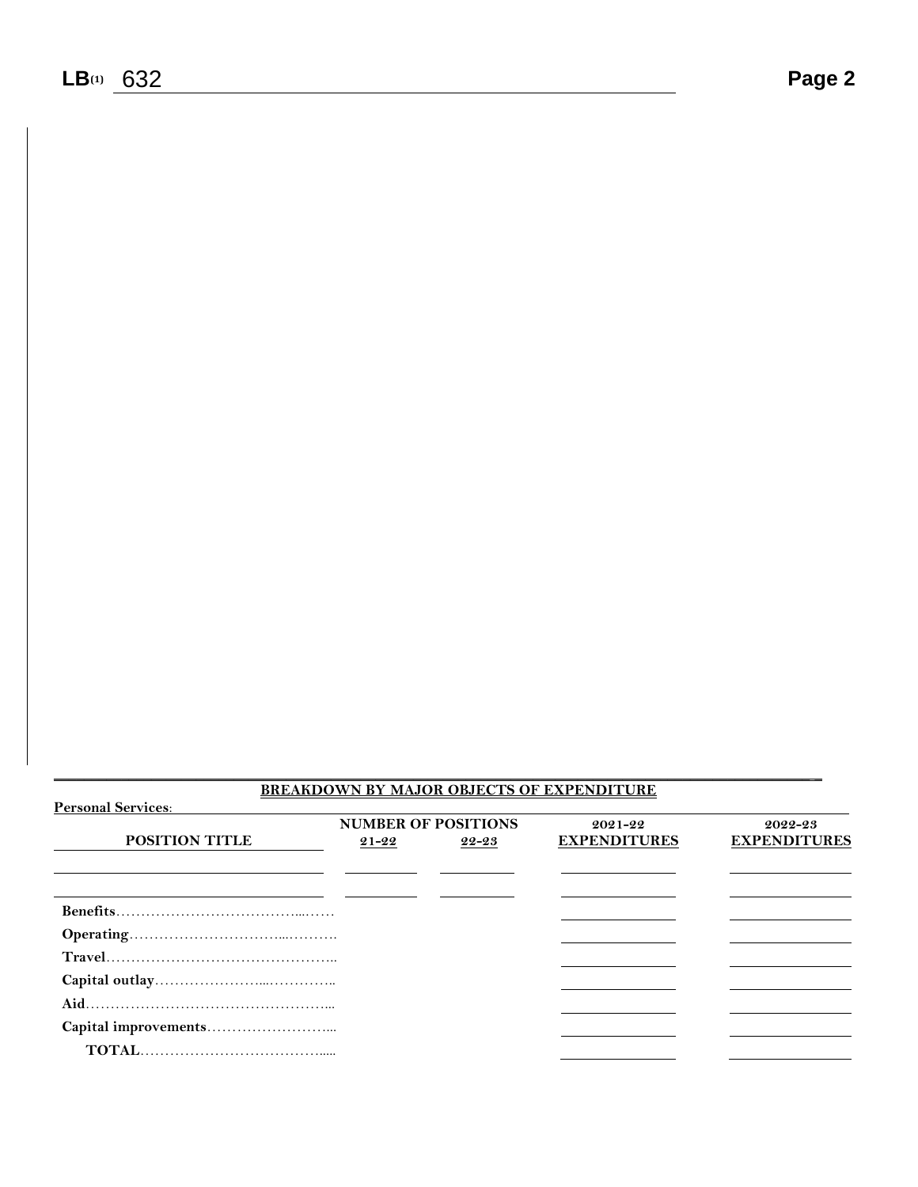LB(1) 632

## BREAKDOWN BY MAJOR OBJECTS OF EXPENDITURE

**Personal Services:**

| POSITION TITLE | NUMBER OF POSITIONS 21-22 | 22-23 | 2021-22 EXPENDITURES | 2022-23 EXPENDITURES |
|---|---|---|---|---|
| | | | | |
| | | | | |
| **Benefits**………………………………...…… | | | | |
| **Operating**…………………………...………. | | | | |
| **Travel**……………………………………….. | | | | |
| **Capital outlay**…………………...………….. | | | | |
| **Aid**…………………………………………... | | | | |
| **Capital improvements**……………………... | | | | |
| **TOTAL**………………………………..... | | | | |